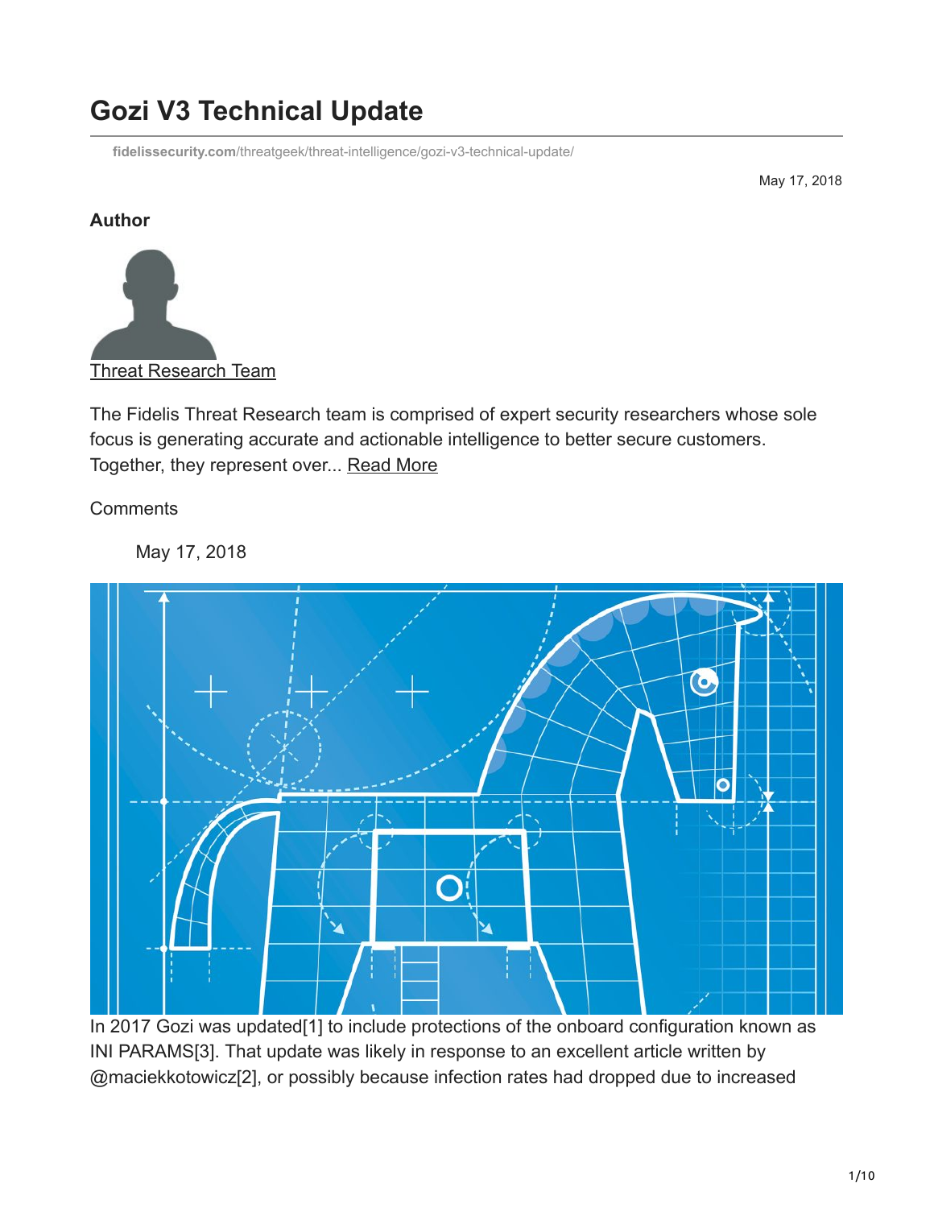# Gozi V3 Technical Update

fidelissecurity.com/threatgeek/threat-intelligence/gozi-v3-technical-update/

May 17, 2018

### Author

Threat Research Team

The Fidelis Threat Research team is comprised of expert security researchers whose sole focus is generating accurate and actionable intelligence to better secure customers. Together, they represent over... Read More

Comments

May 17, 2018

In 2017 Gozi was updated[1] to include protections of the onboard configuration known as INI PARAMS[3]. That update was likely in response to an excellent article written by @maciekkotowicz[2], or possibly because infection rates had dropped due to increased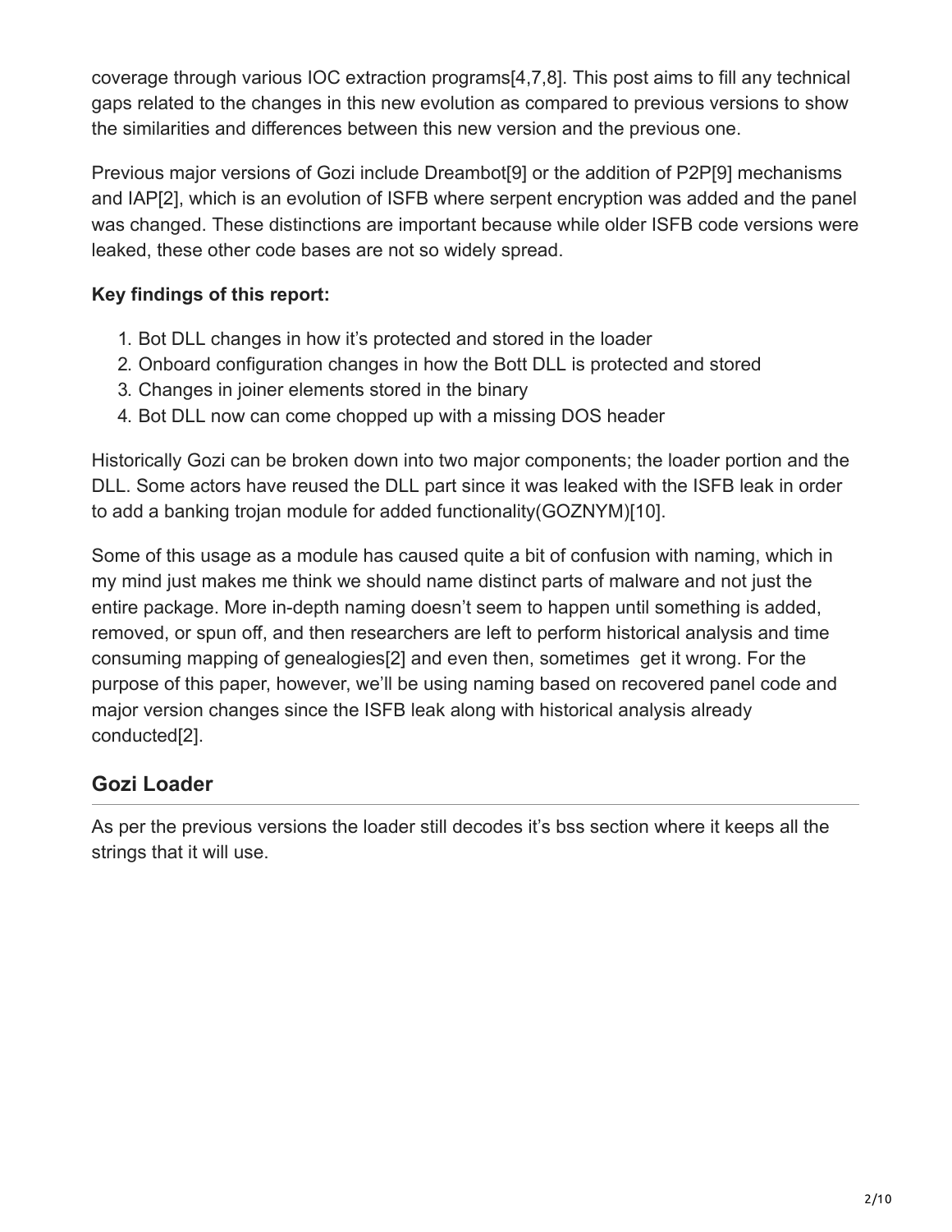coverage through various IOC extraction programs[4,7,8]. This post aims to fill any technical gaps related to the changes in this new evolution as compared to previous versions to show the similarities and differences between this new version and the previous one.

Previous major versions of Gozi include Dreambot[9] or the addition of P2P[9] mechanisms and IAP[2], which is an evolution of ISFB where serpent encryption was added and the panel was changed. These distinctions are important because while older ISFB code versions were leaked, these other code bases are not so widely spread.

**Key findings of this report:**

1. Bot DLL changes in how it's protected and stored in the loader
2. Onboard configuration changes in how the Bott DLL is protected and stored
3. Changes in joiner elements stored in the binary
4. Bot DLL now can come chopped up with a missing DOS header

Historically Gozi can be broken down into two major components; the loader portion and the DLL. Some actors have reused the DLL part since it was leaked with the ISFB leak in order to add a banking trojan module for added functionality(GOZNYM)[10].

Some of this usage as a module has caused quite a bit of confusion with naming, which in my mind just makes me think we should name distinct parts of malware and not just the entire package. More in-depth naming doesn't seem to happen until something is added, removed, or spun off, and then researchers are left to perform historical analysis and time consuming mapping of genealogies[2] and even then, sometimes get it wrong. For the purpose of this paper, however, we'll be using naming based on recovered panel code and major version changes since the ISFB leak along with historical analysis already conducted[2].

## Gozi Loader

As per the previous versions the loader still decodes it's bss section where it keeps all the strings that it will use.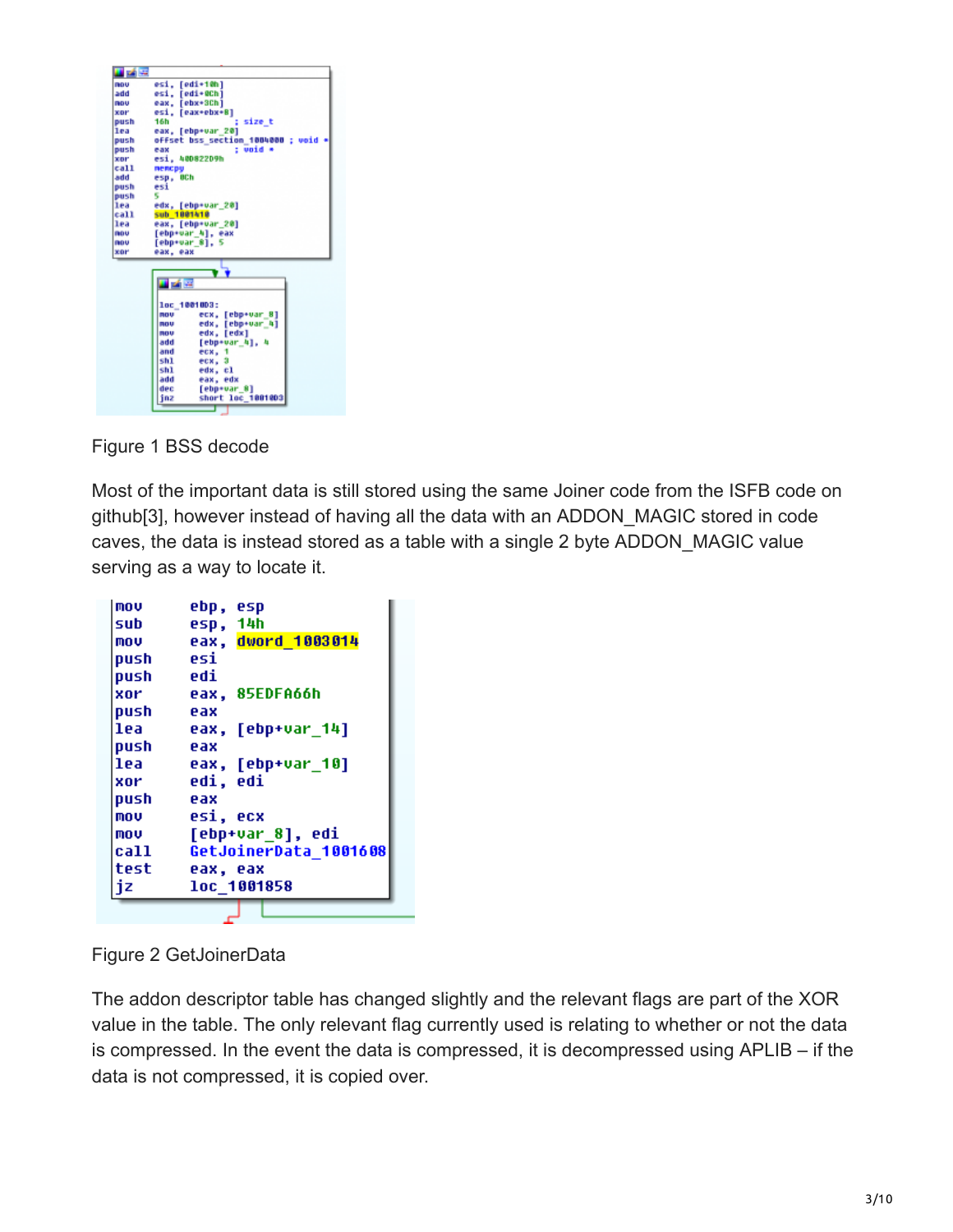```
mov     esi, [edi+10h]
add     esi, [edi+0Ch]
mov     eax, [ebx+3Ch]
xor     esi, [eax+ebx+8]
push    16h             ; size_t
lea     eax, [ebp+var_20]
push    offset bss_section_1004000 ; void *
push    eax             ; void *
xor     esi, 40D8229Dh
call    memcpy
add     esp, 0Ch
push    esi
push    5
lea     edx, [ebp+var_20]
call    sub_1001410
lea     eax, [ebp+var_20]
mov     [ebp+var_4], eax
mov     [ebp+var_8], 5
xor     eax, eax

loc_10010D3:
mov     ecx, [ebp+var_8]
mov     edx, [ebp+var_4]
mov     edx, [edx]
add     [ebp+var_4], 4
and     ecx, 1
shl     ecx, 3
shl     edx, cl
add     eax, edx
dec     [ebp+var_8]
jnz     short loc_10010D3
```

Figure 1 BSS decode

Most of the important data is still stored using the same Joiner code from the ISFB code on github[3], however instead of having all the data with an ADDON_MAGIC stored in code caves, the data is instead stored as a table with a single 2 byte ADDON_MAGIC value serving as a way to locate it.

```
mov     ebp, esp
sub     esp, 14h
mov     eax, dword_1003014
push    esi
push    edi
xor     eax, 85EDFA66h
push    eax
lea     eax, [ebp+var_14]
push    eax
lea     eax, [ebp+var_10]
xor     edi, edi
push    eax
mov     esi, ecx
mov     [ebp+var_8], edi
call    GetJoinerData_1001608
test    eax, eax
jz      loc_1001858
```

Figure 2 GetJoinerData

The addon descriptor table has changed slightly and the relevant flags are part of the XOR value in the table. The only relevant flag currently used is relating to whether or not the data is compressed. In the event the data is compressed, it is decompressed using APLIB – if the data is not compressed, it is copied over.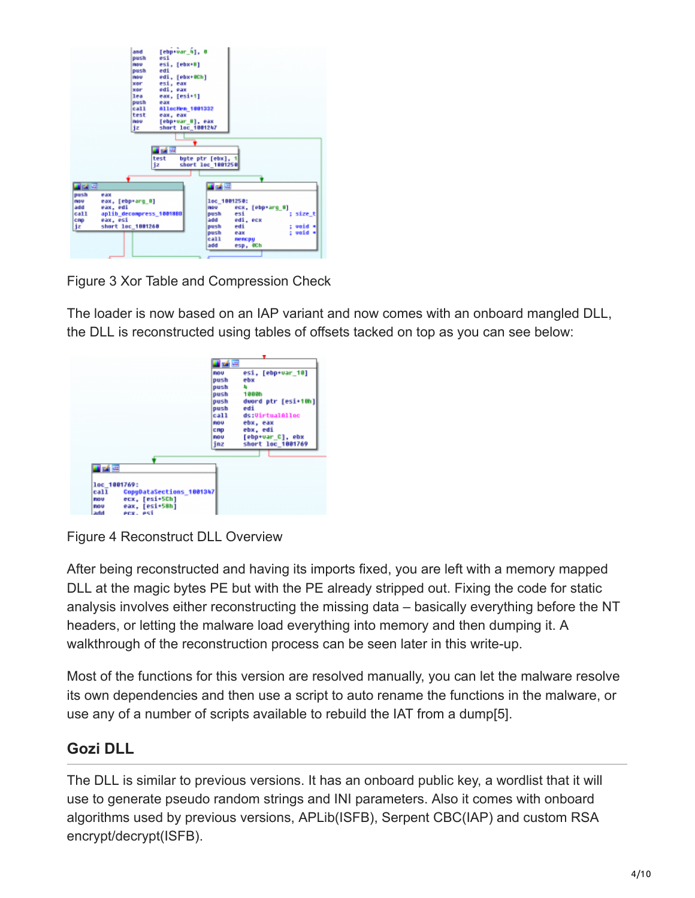Figure 3 Xor Table and Compression Check

The loader is now based on an IAP variant and now comes with an onboard mangled DLL, the DLL is reconstructed using tables of offsets tacked on top as you can see below:

Figure 4 Reconstruct DLL Overview

After being reconstructed and having its imports fixed, you are left with a memory mapped DLL at the magic bytes PE but with the PE already stripped out. Fixing the code for static analysis involves either reconstructing the missing data – basically everything before the NT headers, or letting the malware load everything into memory and then dumping it. A walkthrough of the reconstruction process can be seen later in this write-up.

Most of the functions for this version are resolved manually, you can let the malware resolve its own dependencies and then use a script to auto rename the functions in the malware, or use any of a number of scripts available to rebuild the IAT from a dump[5].

## Gozi DLL

The DLL is similar to previous versions. It has an onboard public key, a wordlist that it will use to generate pseudo random strings and INI parameters. Also it comes with onboard algorithms used by previous versions, APLib(ISFB), Serpent CBC(IAP) and custom RSA encrypt/decrypt(ISFB).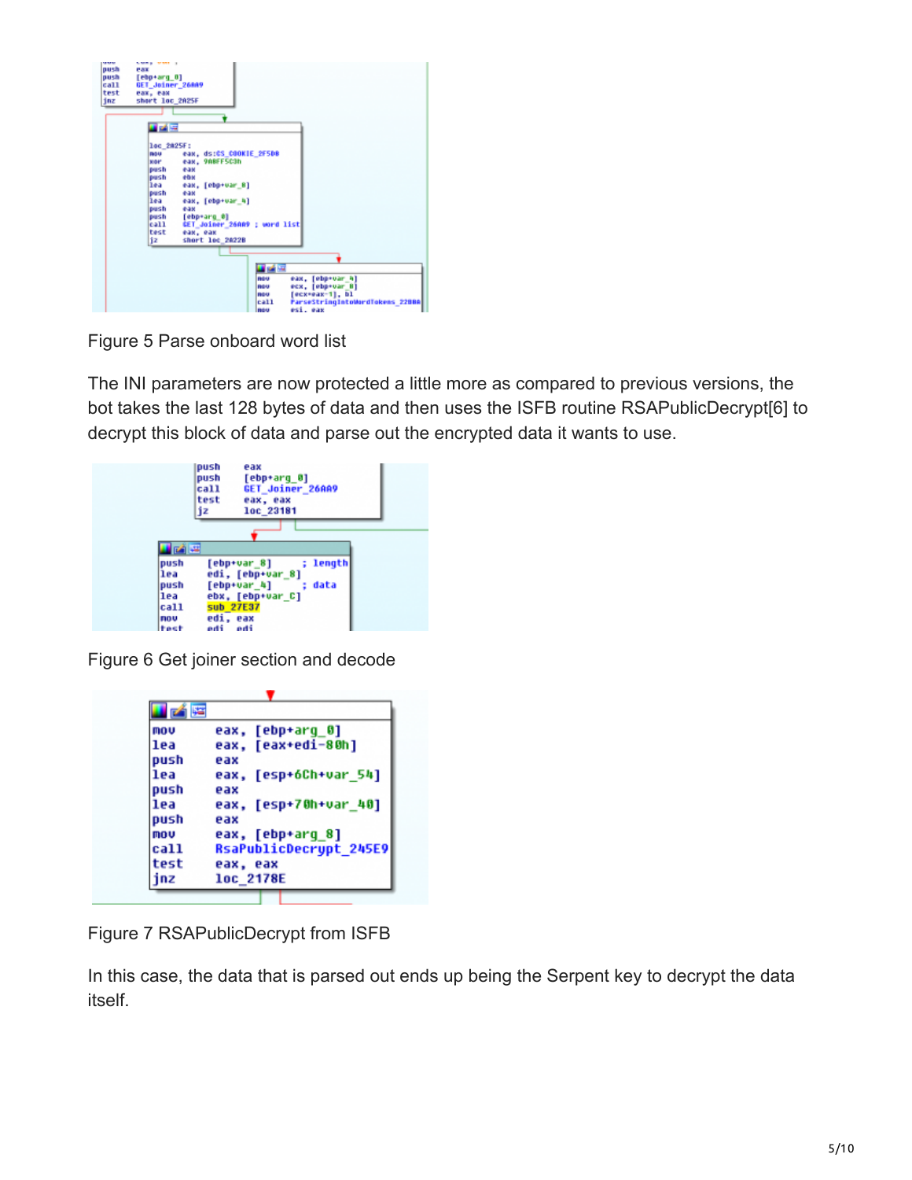Figure 5 Parse onboard word list

The INI parameters are now protected a little more as compared to previous versions, the bot takes the last 128 bytes of data and then uses the ISFB routine RSAPublicDecrypt[6] to decrypt this block of data and parse out the encrypted data it wants to use.

Figure 6 Get joiner section and decode

Figure 7 RSAPublicDecrypt from ISFB

In this case, the data that is parsed out ends up being the Serpent key to decrypt the data itself.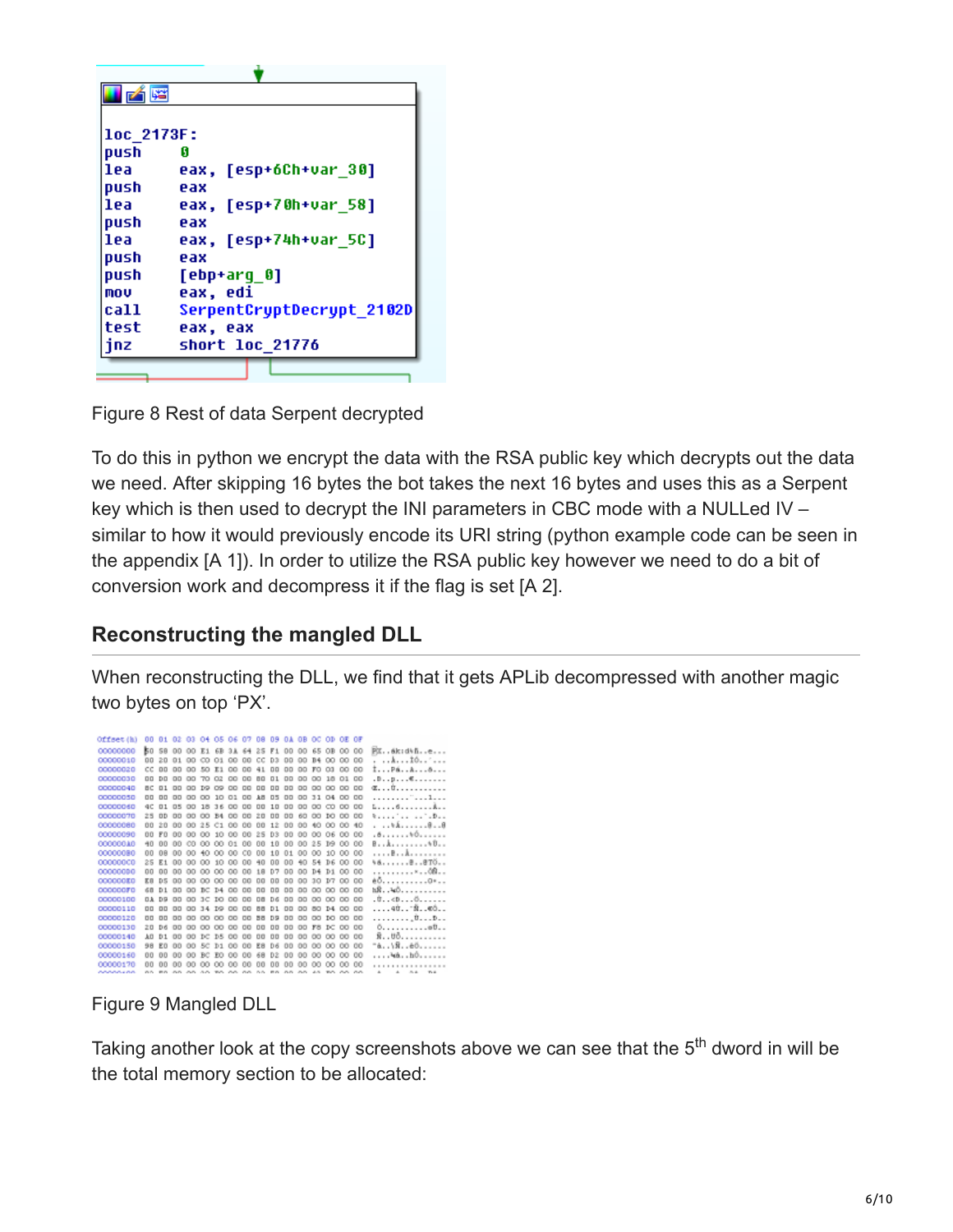```
loc_2173F:
push    0
lea     eax, [esp+6Ch+var_30]
push    eax
lea     eax, [esp+70h+var_58]
push    eax
lea     eax, [esp+74h+var_5C]
push    eax
push    [ebp+arg_0]
mov     eax, edi
call    SerpentCryptDecrypt_2102D
test    eax, eax
jnz     short loc_21776
```

Figure 8 Rest of data Serpent decrypted

To do this in python we encrypt the data with the RSA public key which decrypts out the data we need. After skipping 16 bytes the bot takes the next 16 bytes and uses this as a Serpent key which is then used to decrypt the INI parameters in CBC mode with a NULLed IV – similar to how it would previously encode its URI string (python example code can be seen in the appendix [A 1]). In order to utilize the RSA public key however we need to do a bit of conversion work and decompress it if the flag is set [A 2].

## Reconstructing the mangled DLL

When reconstructing the DLL, we find that it gets APLib decompressed with another magic two bytes on top 'PX'.

Figure 9 Mangled DLL

Taking another look at the copy screenshots above we can see that the 5th dword in will be the total memory section to be allocated: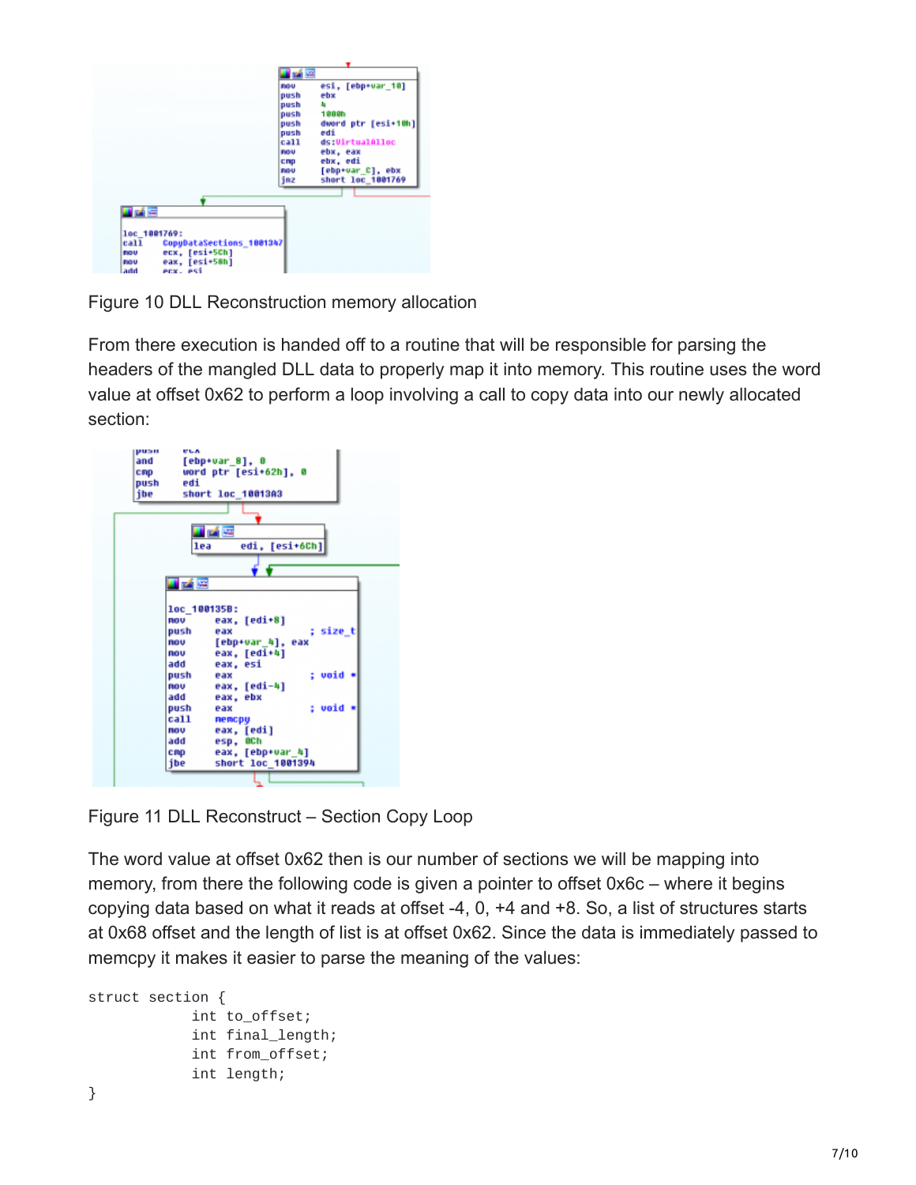```
mov     esi, [ebp+var_10]
push    ebx
push    4
push    1000h
push    dword ptr [esi+10h]
push    edi
call    ds:VirtualAlloc
mov     ebx, eax
cmp     ebx, edi
mov     [ebp+var_C], ebx
jnz     short loc_1001769

loc_1001769:
call    CopyDataSections_1001347
mov     ecx, [esi+5Ch]
mov     eax, [esi+58h]
add     ecx, esi
```

Figure 10 DLL Reconstruction memory allocation

From there execution is handed off to a routine that will be responsible for parsing the headers of the mangled DLL data to properly map it into memory. This routine uses the word value at offset 0x62 to perform a loop involving a call to copy data into our newly allocated section:

```
push    ecx
and     [ebp+var_8], 0
cmp     word ptr [esi+62h], 0
push    edi
jbe     short loc_10013A3

lea     edi, [esi+6Ch]

loc_100135B:
mov     eax, [edi+8]
push    eax             ; size_t
mov     [ebp+var_4], eax
mov     eax, [edi+4]
add     eax, esi
push    eax             ; void *
mov     eax, [edi-4]
add     eax, ebx
push    eax             ; void *
call    memcpy
mov     eax, [edi]
add     esp, 0Ch
cmp     eax, [ebp+var_4]
jbe     short loc_1001394
```

Figure 11 DLL Reconstruct – Section Copy Loop

The word value at offset 0x62 then is our number of sections we will be mapping into memory, from there the following code is given a pointer to offset 0x6c – where it begins copying data based on what it reads at offset -4, 0, +4 and +8. So, a list of structures starts at 0x68 offset and the length of list is at offset 0x62. Since the data is immediately passed to memcpy it makes it easier to parse the meaning of the values:

```
struct section {
            int to_offset;
            int final_length;
            int from_offset;
            int length;
}
```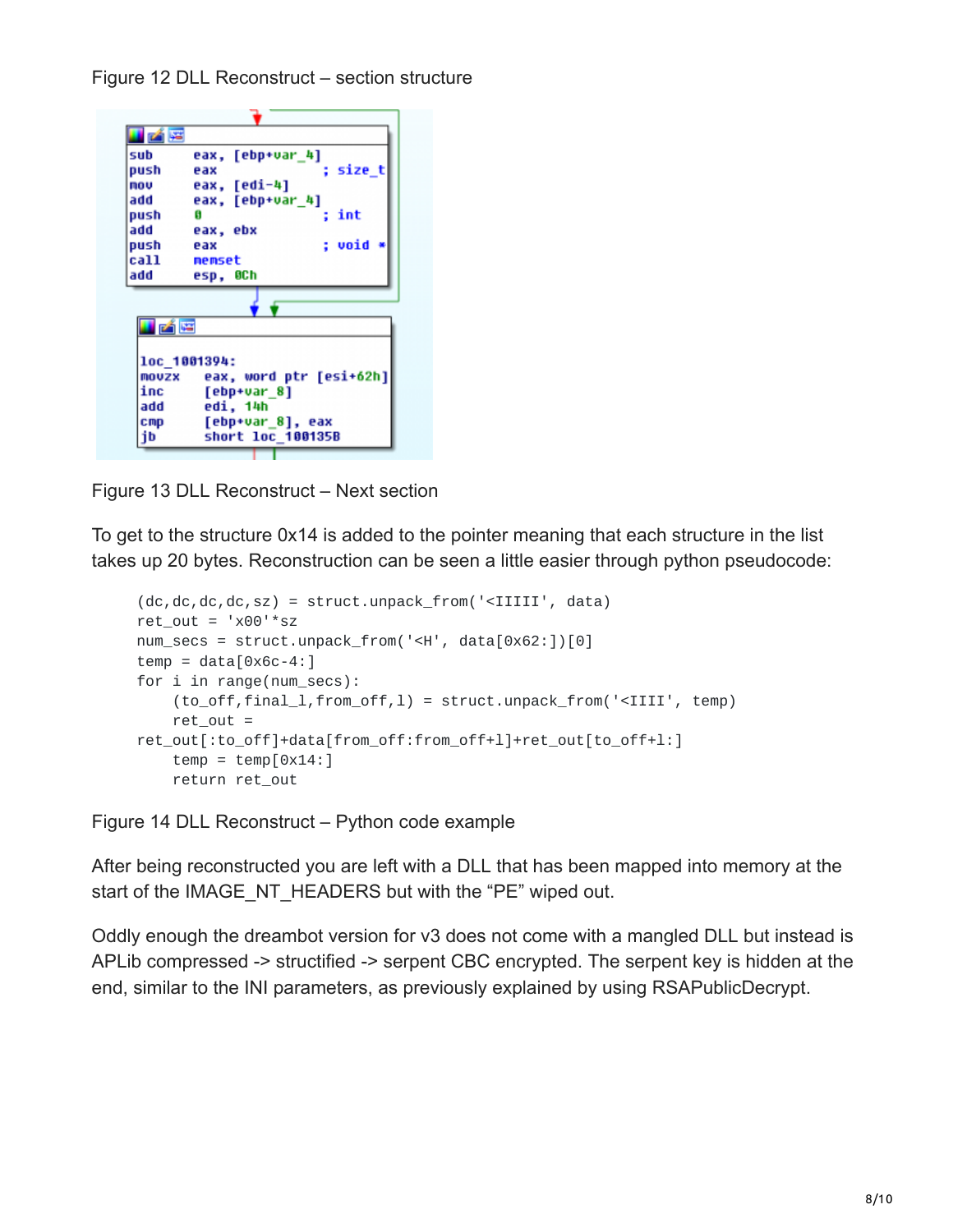Figure 12 DLL Reconstruct – section structure

```
sub     eax, [ebp+var_4]
push    eax             ; size_t
mov     eax, [edi-4]
add     eax, [ebp+var_4]
push    0               ; int
add     eax, ebx
push    eax             ; void *
call    memset
add     esp, 0Ch
```

```
loc_1001394:
movzx   eax, word ptr [esi+62h]
inc     [ebp+var_8]
add     edi, 14h
cmp     [ebp+var_8], eax
jb      short loc_100135B
```

Figure 13 DLL Reconstruct – Next section

To get to the structure 0x14 is added to the pointer meaning that each structure in the list takes up 20 bytes. Reconstruction can be seen a little easier through python pseudocode:

```
(dc,dc,dc,dc,sz) = struct.unpack_from('<IIIII', data)
ret_out = 'x00'*sz
num_secs = struct.unpack_from('<H', data[0x62:])[0]
temp = data[0x6c-4:]
for i in range(num_secs):
    (to_off,final_l,from_off,l) = struct.unpack_from('<IIII', temp)
    ret_out =
ret_out[:to_off]+data[from_off:from_off+l]+ret_out[to_off+l:]
    temp = temp[0x14:]
    return ret_out
```

Figure 14 DLL Reconstruct – Python code example

After being reconstructed you are left with a DLL that has been mapped into memory at the start of the IMAGE_NT_HEADERS but with the "PE" wiped out.

Oddly enough the dreambot version for v3 does not come with a mangled DLL but instead is APLib compressed -> structified -> serpent CBC encrypted. The serpent key is hidden at the end, similar to the INI parameters, as previously explained by using RSAPublicDecrypt.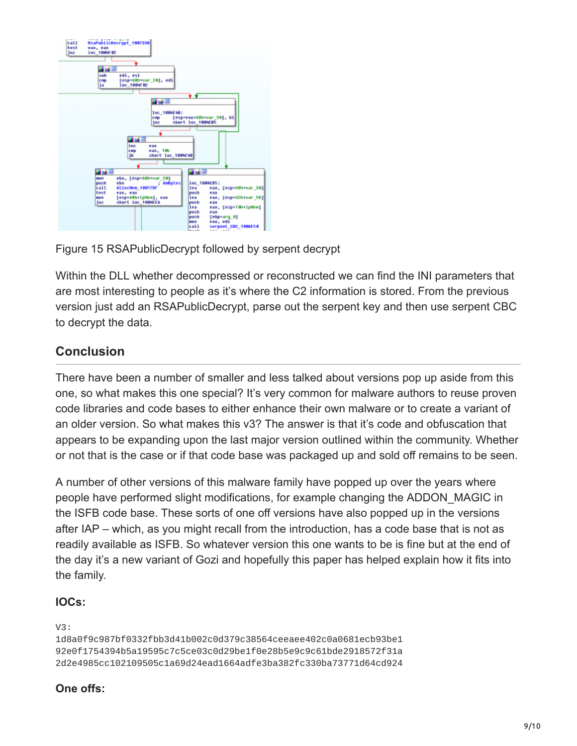Figure 15 RSAPublicDecrypt followed by serpent decrypt

Within the DLL whether decompressed or reconstructed we can find the INI parameters that are most interesting to people as it's where the C2 information is stored. From the previous version just add an RSAPublicDecrypt, parse out the serpent key and then use serpent CBC to decrypt the data.

## Conclusion

There have been a number of smaller and less talked about versions pop up aside from this one, so what makes this one special? It's very common for malware authors to reuse proven code libraries and code bases to either enhance their own malware or to create a variant of an older version. So what makes this v3? The answer is that it's code and obfuscation that appears to be expanding upon the last major version outlined within the community. Whether or not that is the case or if that code base was packaged up and sold off remains to be seen.

A number of other versions of this malware family have popped up over the years where people have performed slight modifications, for example changing the ADDON_MAGIC in the ISFB code base. These sorts of one off versions have also popped up in the versions after IAP – which, as you might recall from the introduction, has a code base that is not as readily available as ISFB. So whatever version this one wants to be is fine but at the end of the day it's a new variant of Gozi and hopefully this paper has helped explain how it fits into the family.

### IOCs:

```
V3:
1d8a0f9c987bf0332fbb3d41b002c0d379c38564ceeaee402c0a0681ecb93be1
92e0f1754394b5a19595c7c5ce03c0d29be1f0e28b5e9c9c61bde2918572f31a
2d2e4985cc102109505c1a69d24ead1664adfe3ba382fc330ba73771d64cd924
```

### One offs: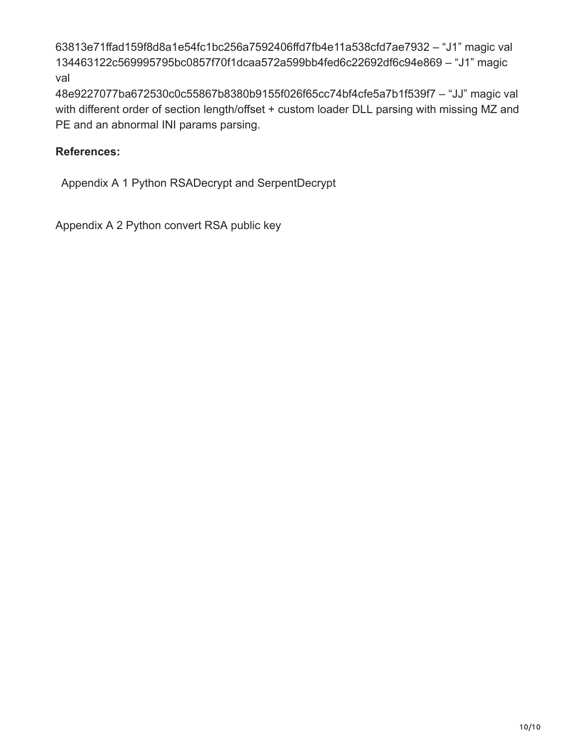63813e71ffad159f8d8a1e54fc1bc256a7592406ffd7fb4e11a538cfd7ae7932 – "J1" magic val
134463122c569995795bc0857f70f1dcaa572a599bb4fed6c22692df6c94e869 – "J1" magic val
48e9227077ba672530c0c55867b8380b9155f026f65cc74bf4cfe5a7b1f539f7 – "JJ" magic val with different order of section length/offset + custom loader DLL parsing with missing MZ and PE and an abnormal INI params parsing.

**References:**

Appendix A 1 Python RSADecrypt and SerpentDecrypt

Appendix A 2 Python convert RSA public key